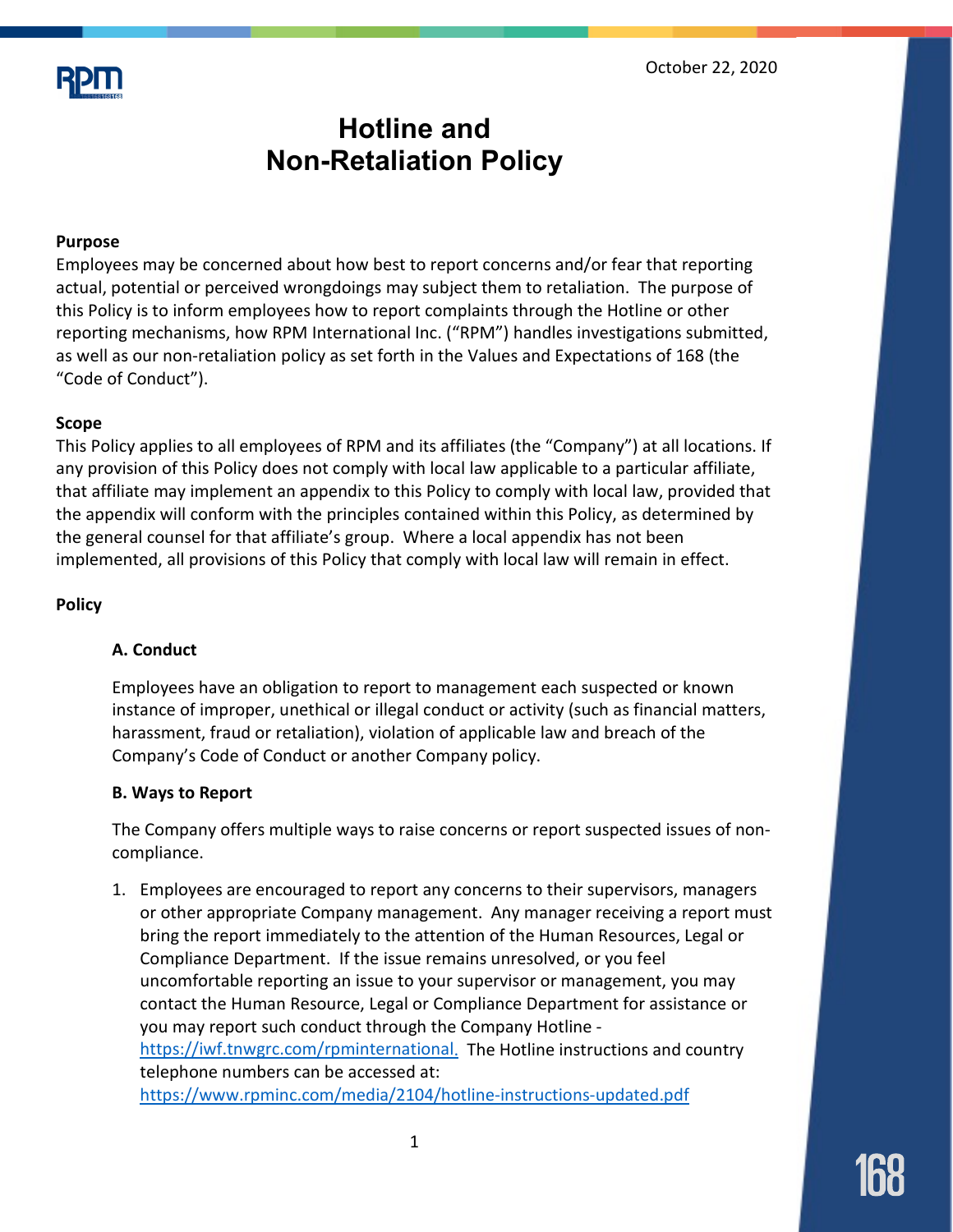October 22, 2020

# Hotline and Non-Retaliation Policy

### Purpose

Employees may be concerned about how best to report concerns and/or fear that reporting actual, potential or perceived wrongdoings may subject them to retaliation. The purpose of this Policy is to inform employees how to report complaints through the Hotline or other reporting mechanisms, how RPM International Inc. ("RPM") handles investigations submitted, as well as our non-retaliation policy as set forth in the Values and Expectations of 168 (the "Code of Conduct").

### Scope

This Policy applies to all employees of RPM and its affiliates (the "Company") at all locations. If any provision of this Policy does not comply with local law applicable to a particular affiliate, that affiliate may implement an appendix to this Policy to comply with local law, provided that the appendix will conform with the principles contained within this Policy, as determined by the general counsel for that affiliate's group. Where a local appendix has not been implemented, all provisions of this Policy that comply with local law will remain in effect.

### Policy

#### A. Conduct

Employees have an obligation to report to management each suspected or known instance of improper, unethical or illegal conduct or activity (such as financial matters, harassment, fraud or retaliation), violation of applicable law and breach of the Company's Code of Conduct or another Company policy.

#### B. Ways to Report

The Company offers multiple ways to raise concerns or report suspected issues of non-compliance.

1. Employees are encouraged to report any concerns to their supervisors, managers or other appropriate Company management. Any manager receiving a report must bring the report immediately to the attention of the Human Resources, Legal or Compliance Department. If the issue remains unresolved, or you feel uncomfortable reporting an issue to your supervisor or management, you may contact the Human Resource, Legal or Compliance Department for assistance or you may report such conduct through the Company Hotline - https://iwf.tnwgrc.com/rpminternational. The Hotline instructions and country telephone numbers can be accessed at: https://www.rpminc.com/media/2104/hotline-instructions-updated.pdf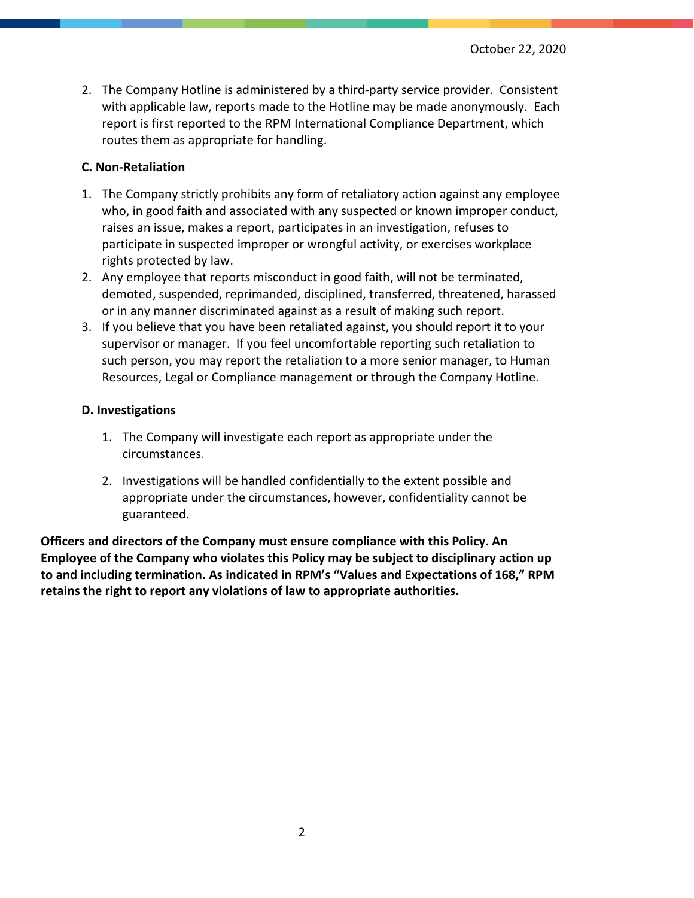October 22, 2020

2. The Company Hotline is administered by a third-party service provider. Consistent with applicable law, reports made to the Hotline may be made anonymously. Each report is first reported to the RPM International Compliance Department, which routes them as appropriate for handling.

**C. Non-Retaliation**

1. The Company strictly prohibits any form of retaliatory action against any employee who, in good faith and associated with any suspected or known improper conduct, raises an issue, makes a report, participates in an investigation, refuses to participate in suspected improper or wrongful activity, or exercises workplace rights protected by law.
2. Any employee that reports misconduct in good faith, will not be terminated, demoted, suspended, reprimanded, disciplined, transferred, threatened, harassed or in any manner discriminated against as a result of making such report.
3. If you believe that you have been retaliated against, you should report it to your supervisor or manager. If you feel uncomfortable reporting such retaliation to such person, you may report the retaliation to a more senior manager, to Human Resources, Legal or Compliance management or through the Company Hotline.

**D. Investigations**

1. The Company will investigate each report as appropriate under the circumstances.
2. Investigations will be handled confidentially to the extent possible and appropriate under the circumstances, however, confidentiality cannot be guaranteed.

**Officers and directors of the Company must ensure compliance with this Policy. An Employee of the Company who violates this Policy may be subject to disciplinary action up to and including termination. As indicated in RPM's "Values and Expectations of 168," RPM retains the right to report any violations of law to appropriate authorities.**